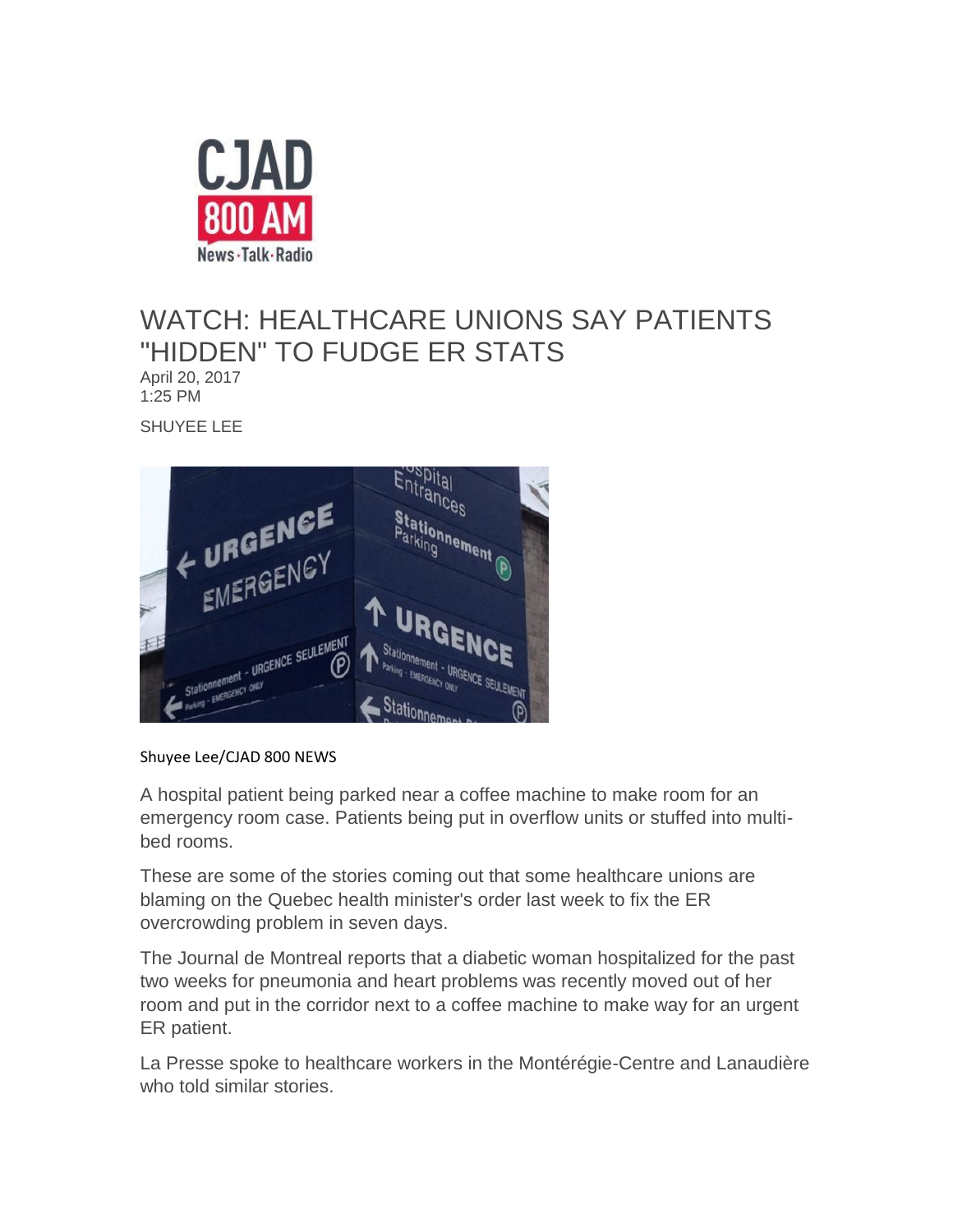# WATCH: HEALTHCARE UNIONS SAY PATIENTS "HIDDEN" TO FUDGE ER STATS

April 20, 2017
1:25 PM

SHUYEE LEE

Shuyee Lee/CJAD 800 NEWS

A hospital patient being parked near a coffee machine to make room for an emergency room case. Patients being put in overflow units or stuffed into multi-bed rooms.

These are some of the stories coming out that some healthcare unions are blaming on the Quebec health minister's order last week to fix the ER overcrowding problem in seven days.

The Journal de Montreal reports that a diabetic woman hospitalized for the past two weeks for pneumonia and heart problems was recently moved out of her room and put in the corridor next to a coffee machine to make way for an urgent ER patient.

La Presse spoke to healthcare workers in the Montérégie-Centre and Lanaudière who told similar stories.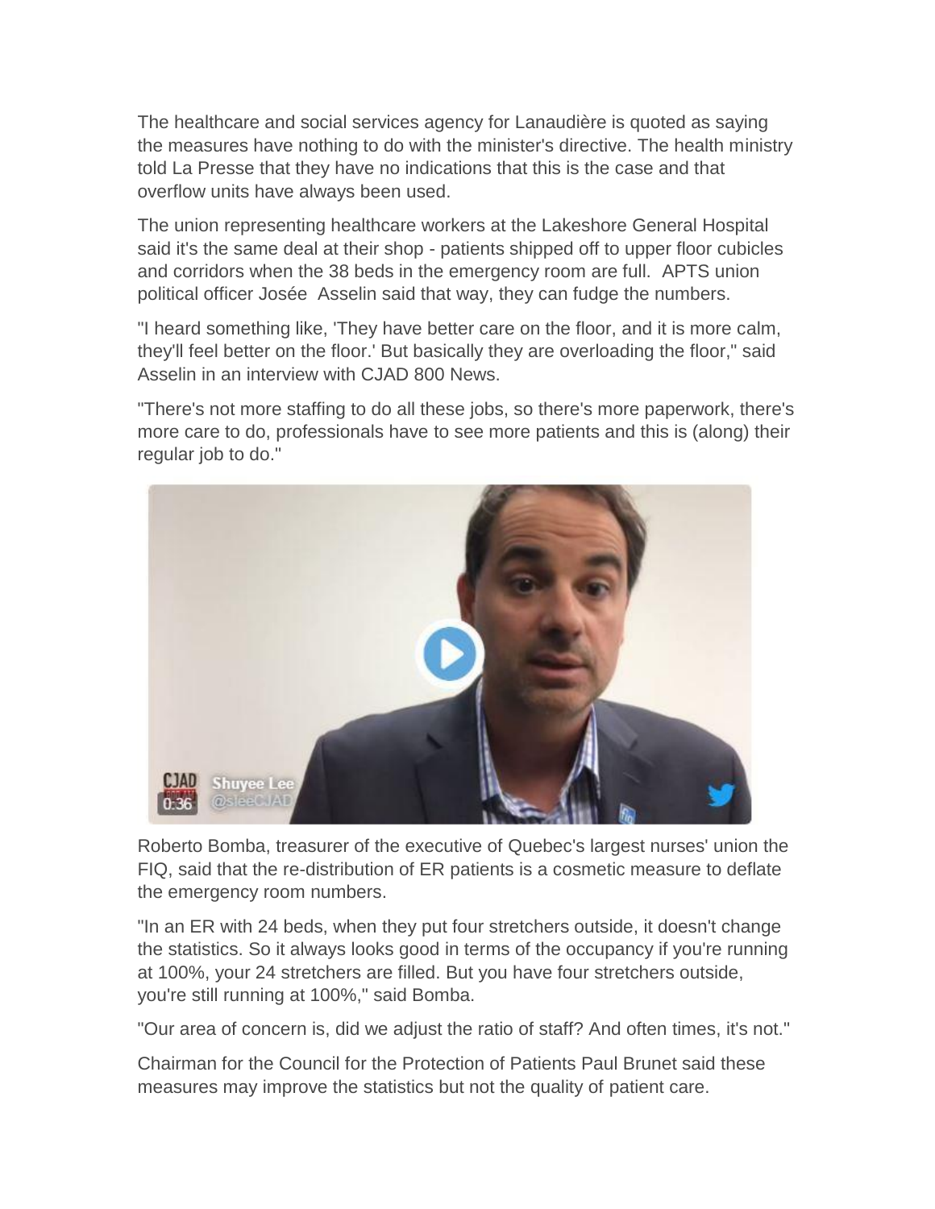The healthcare and social services agency for Lanaudière is quoted as saying the measures have nothing to do with the minister's directive. The health ministry told La Presse that they have no indications that this is the case and that overflow units have always been used.

The union representing healthcare workers at the Lakeshore General Hospital said it's the same deal at their shop - patients shipped off to upper floor cubicles and corridors when the 38 beds in the emergency room are full. APTS union political officer Josée Asselin said that way, they can fudge the numbers.

"I heard something like, 'They have better care on the floor, and it is more calm, they'll feel better on the floor.' But basically they are overloading the floor," said Asselin in an interview with CJAD 800 News.

"There's not more staffing to do all these jobs, so there's more paperwork, there's more care to do, professionals have to see more patients and this is (along) their regular job to do."

Roberto Bomba, treasurer of the executive of Quebec's largest nurses' union the FIQ, said that the re-distribution of ER patients is a cosmetic measure to deflate the emergency room numbers.

"In an ER with 24 beds, when they put four stretchers outside, it doesn't change the statistics. So it always looks good in terms of the occupancy if you're running at 100%, your 24 stretchers are filled. But you have four stretchers outside, you're still running at 100%," said Bomba.

"Our area of concern is, did we adjust the ratio of staff? And often times, it's not."

Chairman for the Council for the Protection of Patients Paul Brunet said these measures may improve the statistics but not the quality of patient care.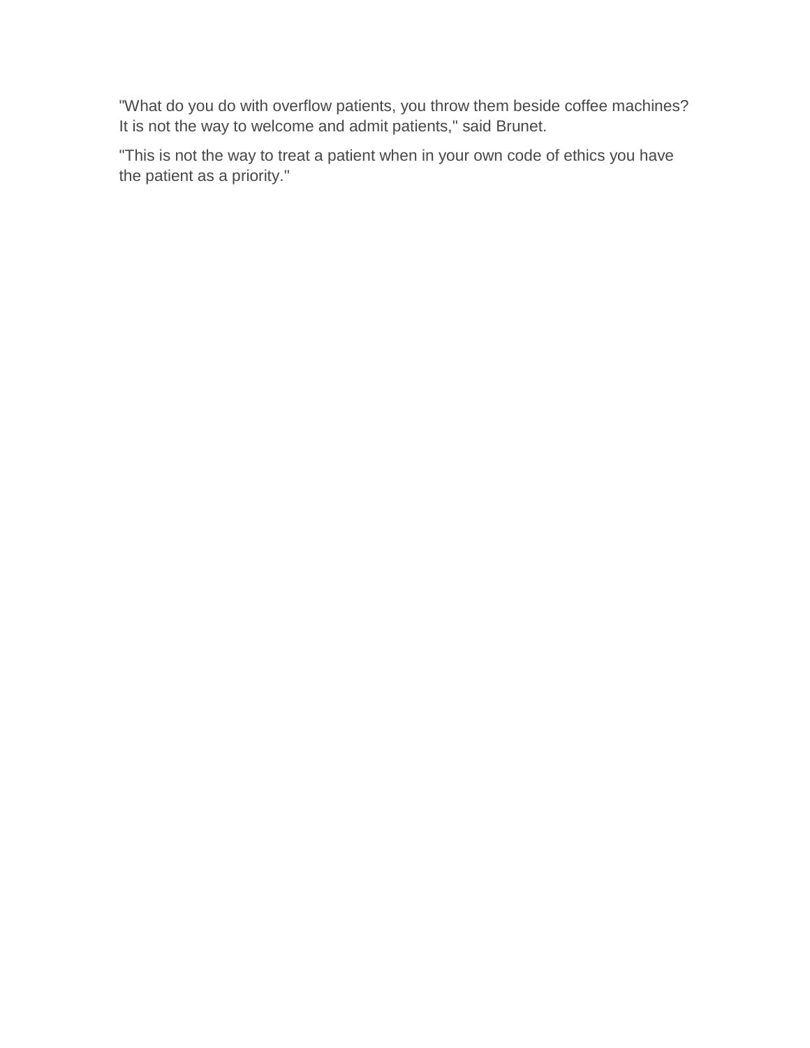"What do you do with overflow patients, you throw them beside coffee machines? It is not the way to welcome and admit patients," said Brunet.

"This is not the way to treat a patient when in your own code of ethics you have the patient as a priority."